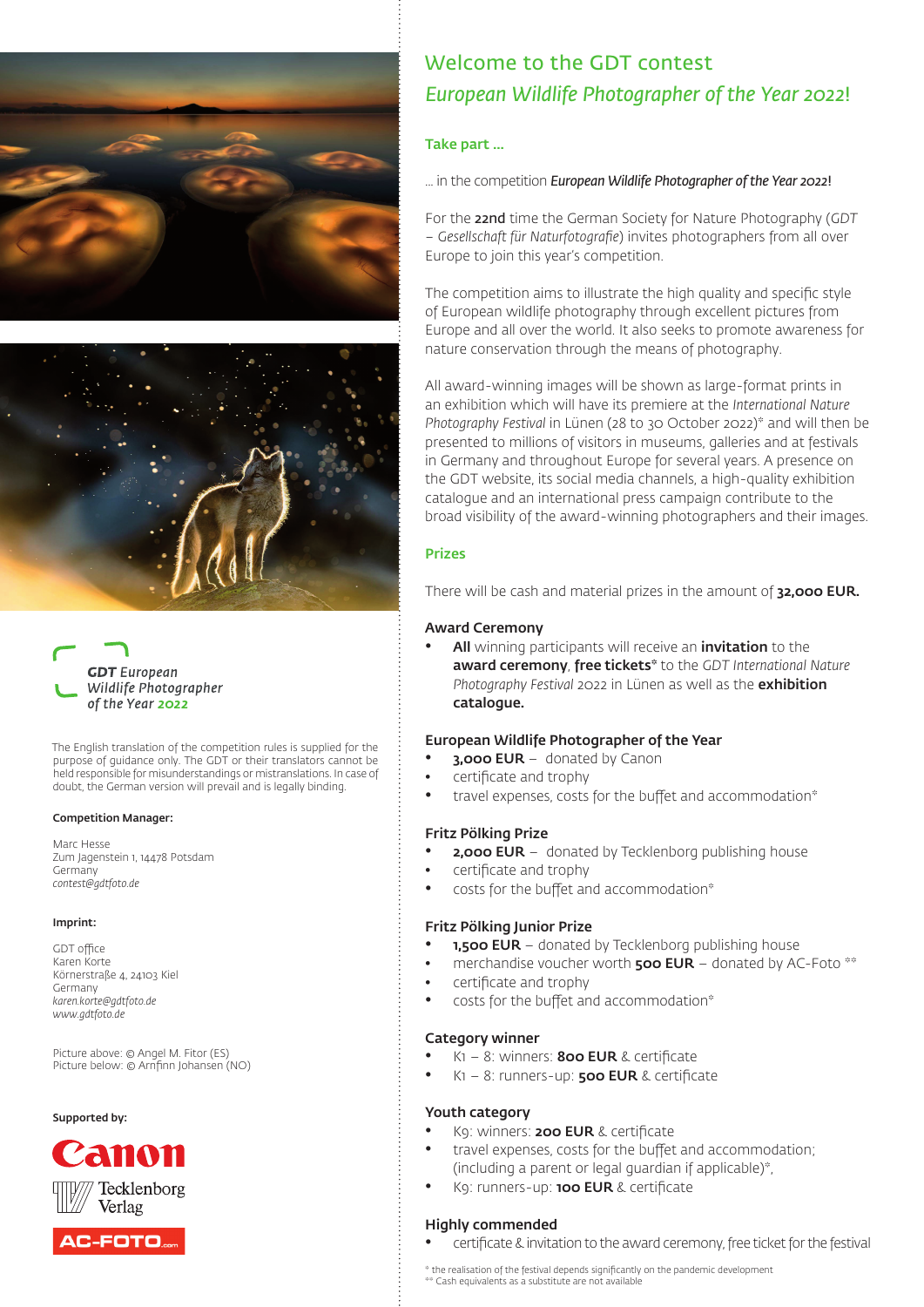# Welcome to the GDT contest

## *European Wildlife Photographer of the Year 2022*!

### Take part ...

... in the competition ***European Wildlife Photographer of the Year 2022***!

For the **22nd** time the German Society for Nature Photography (*GDT – Gesellschaft für Naturfotografie*) invites photographers from all over Europe to join this year's competition.

The competition aims to illustrate the high quality and specific style of European wildlife photography through excellent pictures from Europe and all over the world. It also seeks to promote awareness for nature conservation through the means of photography.

All award-winning images will be shown as large-format prints in an exhibition which will have its premiere at the *International Nature Photography Festival* in Lünen (28 to 30 October 2022)* and will then be presented to millions of visitors in museums, galleries and at festivals in Germany and throughout Europe for several years. A presence on the GDT website, its social media channels, a high-quality exhibition catalogue and an international press campaign contribute to the broad visibility of the award-winning photographers and their images.

### Prizes

There will be cash and material prizes in the amount of **32,000 EUR.**

#### Award Ceremony

- **All** winning participants will receive an **invitation** to the **award ceremony**, **free tickets*** to the *GDT International Nature Photography Festival* 2022 in Lünen as well as the **exhibition catalogue.**

#### European Wildlife Photographer of the Year

- **3,000 EUR** – donated by Canon
- certificate and trophy
- travel expenses, costs for the buffet and accommodation*

#### Fritz Pölking Prize

- **2,000 EUR** – donated by Tecklenborg publishing house
- certificate and trophy
- costs for the buffet and accommodation*

#### Fritz Pölking Junior Prize

- **1,500 EUR** – donated by Tecklenborg publishing house
- merchandise voucher worth **500 EUR** – donated by AC-Foto **
- certificate and trophy
- costs for the buffet and accommodation*

#### Category winner

- K1 – 8: winners: **800 EUR** & certificate
- K1 – 8: runners-up: **500 EUR** & certificate

#### Youth category

- K9: winners: **200 EUR** & certificate
- travel expenses, costs for the buffet and accommodation; (including a parent or legal guardian if applicable)*,
- K9: runners-up: **100 EUR** & certificate

#### Highly commended

- certificate & invitation to the award ceremony, free ticket for the festival

\* the realisation of the festival depends significantly on the pandemic development
\** Cash equivalents as a substitute are not available

---

***GDT** European Wildlife Photographer of the Year **2022***

The English translation of the competition rules is supplied for the purpose of guidance only. The GDT or their translators cannot be held responsible for misunderstandings or mistranslations. In case of doubt, the German version will prevail and is legally binding.

**Competition Manager:**

Marc Hesse
Zum Jagenstein 1, 14478 Potsdam
Germany
*contest@gdtfoto.de*

**Imprint:**

GDT office
Karen Korte
Körnerstraße 4, 24103 Kiel
Germany
*karen.korte@gdtfoto.de*
*www.gdtfoto.de*

Picture above: © Angel M. Fitor (ES)
Picture below: © Arnfinn Johansen (NO)

**Supported by:**

Canon
Tecklenborg Verlag
AC-FOTO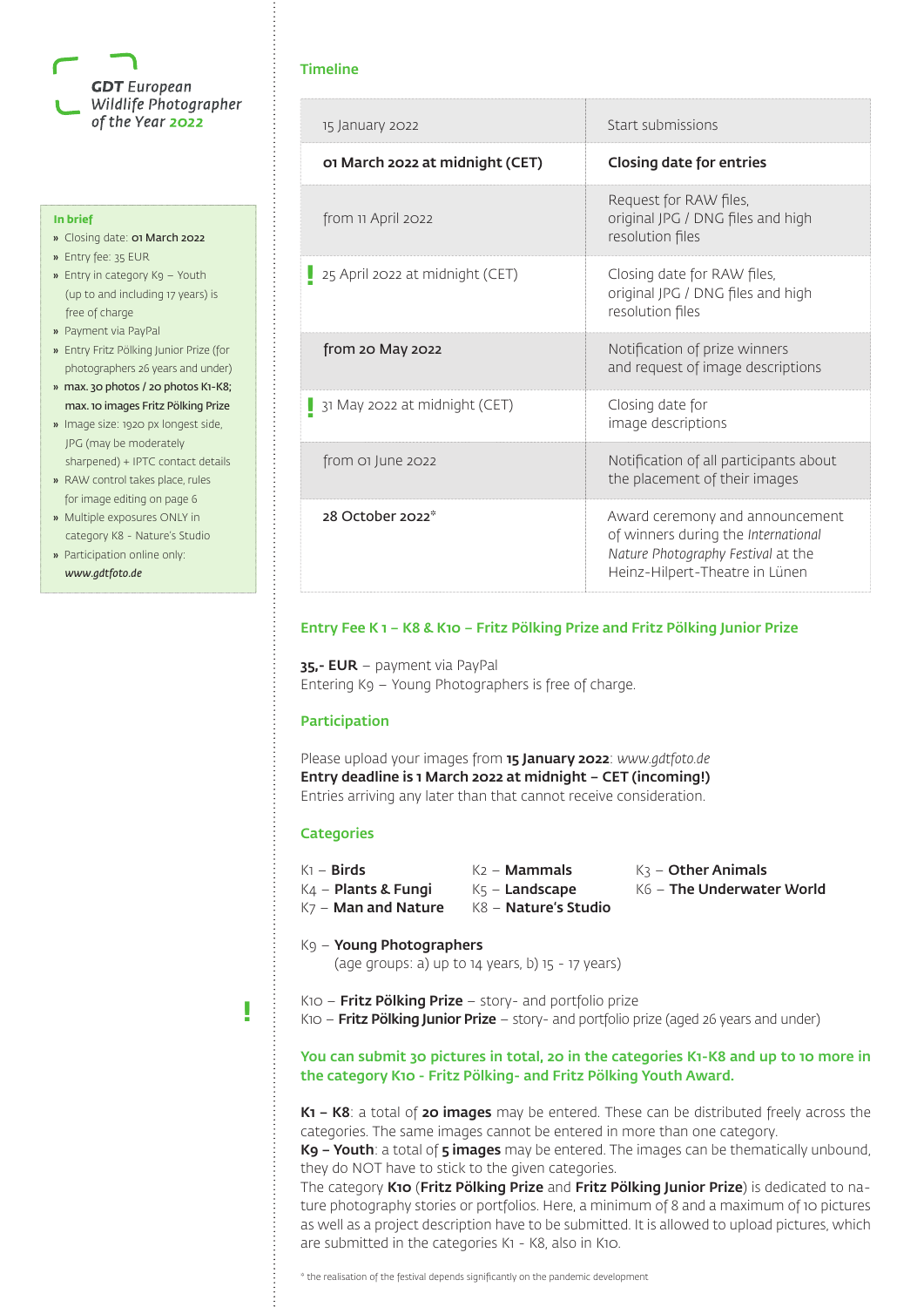**GDT** *European Wildlife Photographer of the Year* **2022**

**In brief**

- Closing date: **01 March 2022**
- Entry fee: 35 EUR
- Entry in category K9 – Youth (up to and including 17 years) is free of charge
- Payment via PayPal
- Entry Fritz Pölking Junior Prize (for photographers 26 years and under)
- **max. 30 photos / 20 photos K1-K8; max. 10 images Fritz Pölking Prize**
- Image size: 1920 px longest side, JPG (may be moderately sharpened) + IPTC contact details
- RAW control takes place, rules for image editing on page 6
- Multiple exposures ONLY in category K8 - Nature's Studio
- Participation online only: ***www.gdtfoto.de***

## Timeline

| | |
|---|---|
| 15 January 2022 | Start submissions |
| **01 March 2022 at midnight (CET)** | **Closing date for entries** |
| from 11 April 2022 | Request for RAW files, original JPG / DNG files and high resolution files |
| ! 25 April 2022 at midnight (CET) | Closing date for RAW files, original JPG / DNG files and high resolution files |
| from 20 May 2022 | Notification of prize winners and request of image descriptions |
| ! 31 May 2022 at midnight (CET) | Closing date for image descriptions |
| from 01 June 2022 | Notification of all participants about the placement of their images |
| 28 October 2022* | Award ceremony and announcement of winners during the *International Nature Photography Festival* at the Heinz-Hilpert-Theatre in Lünen |

## Entry Fee K 1 – K8 & K10 – Fritz Pölking Prize and Fritz Pölking Junior Prize

**35,- EUR** – payment via PayPal
Entering K9 – Young Photographers is free of charge.

## Participation

Please upload your images from **15 January 2022**: *www.gdtfoto.de*
**Entry deadline is 1 March 2022 at midnight – CET (incoming!)**
Entries arriving any later than that cannot receive consideration.

## Categories

K1 – **Birds**
K2 – **Mammals**
K3 – **Other Animals**
K4 – **Plants & Fungi**
K5 – **Landscape**
K6 – **The Underwater World**
K7 – **Man and Nature**
K8 – **Nature's Studio**

K9 – **Young Photographers**
(age groups: a) up to 14 years, b) 15 - 17 years)

!

K10 – **Fritz Pölking Prize** – story- and portfolio prize
K10 – **Fritz Pölking Junior Prize** – story- and portfolio prize (aged 26 years and under)

**You can submit 30 pictures in total, 20 in the categories K1-K8 and up to 10 more in the category K10 - Fritz Pölking- and Fritz Pölking Youth Award.**

**K1 – K8**: a total of **20 images** may be entered. These can be distributed freely across the categories. The same images cannot be entered in more than one category.
**K9 – Youth**: a total of **5 images** may be entered. The images can be thematically unbound, they do NOT have to stick to the given categories.
The category **K10** (**Fritz Pölking Prize** and **Fritz Pölking Junior Prize**) is dedicated to nature photography stories or portfolios. Here, a minimum of 8 and a maximum of 10 pictures as well as a project description have to be submitted. It is allowed to upload pictures, which are submitted in the categories K1 - K8, also in K10.

\* the realisation of the festival depends significantly on the pandemic development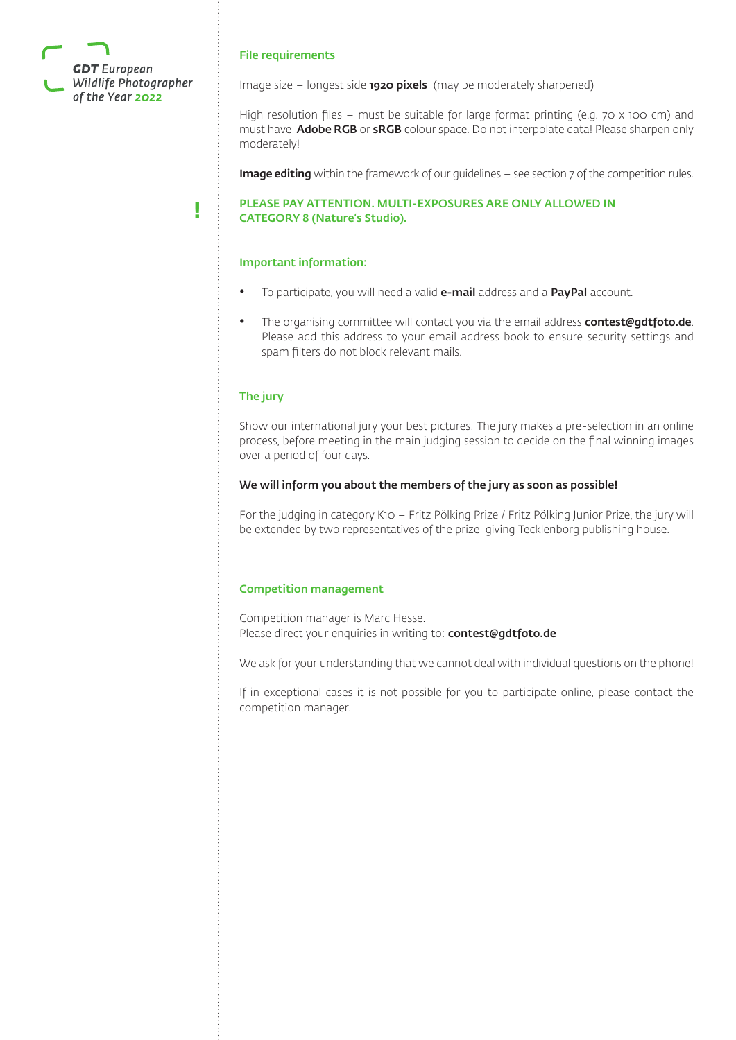### File requirements

Image size – longest side **1920 pixels** (may be moderately sharpened)

High resolution files – must be suitable for large format printing (e.g. 70 x 100 cm) and must have **Adobe RGB** or **sRGB** colour space. Do not interpolate data! Please sharpen only moderately!

**Image editing** within the framework of our guidelines – see section 7 of the competition rules.

**!**

**PLEASE PAY ATTENTION. MULTI-EXPOSURES ARE ONLY ALLOWED IN CATEGORY 8 (Nature's Studio).**

### Important information:

- To participate, you will need a valid **e-mail** address and a **PayPal** account.
- The organising committee will contact you via the email address **contest@gdtfoto.de**. Please add this address to your email address book to ensure security settings and spam filters do not block relevant mails.

### The jury

Show our international jury your best pictures! The jury makes a pre-selection in an online process, before meeting in the main judging session to decide on the final winning images over a period of four days.

**We will inform you about the members of the jury as soon as possible!**

For the judging in category K10 – Fritz Pölking Prize / Fritz Pölking Junior Prize, the jury will be extended by two representatives of the prize-giving Tecklenborg publishing house.

### Competition management

Competition manager is Marc Hesse.
Please direct your enquiries in writing to: **contest@gdtfoto.de**

We ask for your understanding that we cannot deal with individual questions on the phone!

If in exceptional cases it is not possible for you to participate online, please contact the competition manager.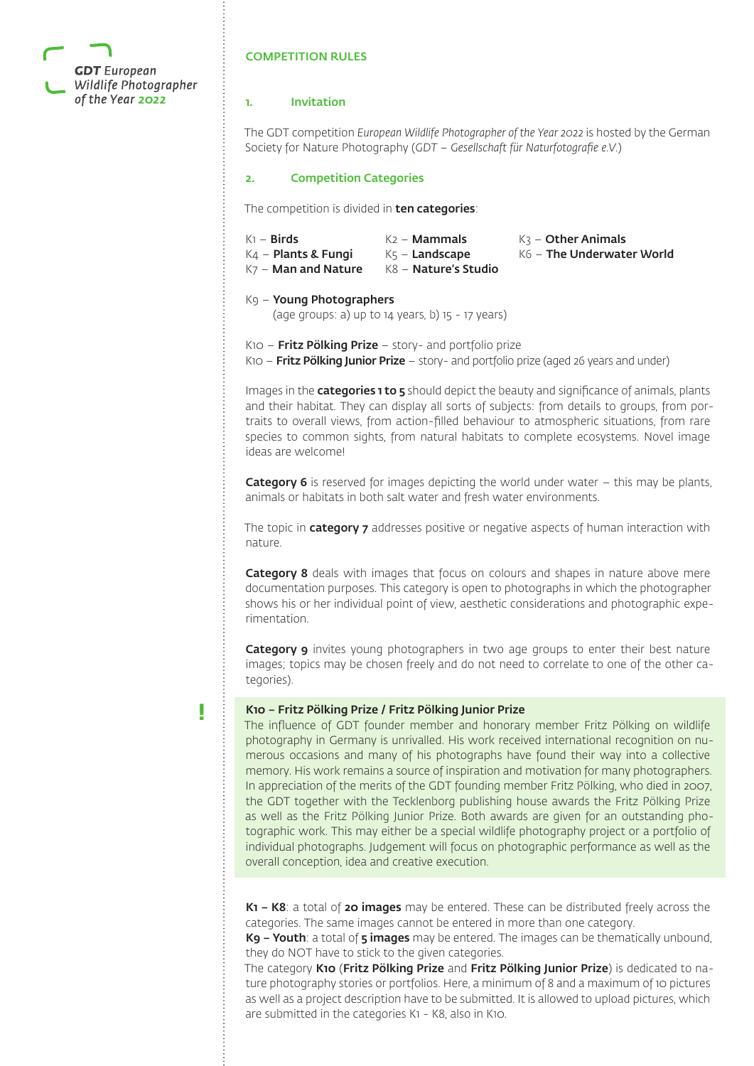## COMPETITION RULES

### 1. Invitation

The GDT competition *European Wildlife Photographer of the Year 2022* is hosted by the German Society for Nature Photography (*GDT – Gesellschaft für Naturfotografie e.V.*)

### 2. Competition Categories

The competition is divided in **ten categories**:

K1 – **Birds**
K2 – **Mammals**
K3 – **Other Animals**
K4 – **Plants & Fungi**
K5 – **Landscape**
K6 – **The Underwater World**
K7 – **Man and Nature**
K8 – **Nature's Studio**

K9 – **Young Photographers**
(age groups: a) up to 14 years, b) 15 - 17 years)

K10 – **Fritz Pölking Prize** – story- and portfolio prize
K10 – **Fritz Pölking Junior Prize** – story- and portfolio prize (aged 26 years and under)

Images in the **categories 1 to 5** should depict the beauty and significance of animals, plants and their habitat. They can display all sorts of subjects: from details to groups, from portraits to overall views, from action-filled behaviour to atmospheric situations, from rare species to common sights, from natural habitats to complete ecosystems. Novel image ideas are welcome!

**Category 6** is reserved for images depicting the world under water – this may be plants, animals or habitats in both salt water and fresh water environments.

The topic in **category 7** addresses positive or negative aspects of human interaction with nature.

**Category 8** deals with images that focus on colours and shapes in nature above mere documentation purposes. This category is open to photographs in which the photographer shows his or her individual point of view, aesthetic considerations and photographic experimentation.

**Category 9** invites young photographers in two age groups to enter their best nature images; topics may be chosen freely and do not need to correlate to one of the other categories).

**!**

**K10 – Fritz Pölking Prize / Fritz Pölking Junior Prize**
The influence of GDT founder member and honorary member Fritz Pölking on wildlife photography in Germany is unrivalled. His work received international recognition on numerous occasions and many of his photographs have found their way into a collective memory. His work remains a source of inspiration and motivation for many photographers. In appreciation of the merits of the GDT founding member Fritz Pölking, who died in 2007, the GDT together with the Tecklenborg publishing house awards the Fritz Pölking Prize as well as the Fritz Pölking Junior Prize. Both awards are given for an outstanding photographic work. This may either be a special wildlife photography project or a portfolio of individual photographs. Judgement will focus on photographic performance as well as the overall conception, idea and creative execution.

**K1 – K8**: a total of **20 images** may be entered. These can be distributed freely across the categories. The same images cannot be entered in more than one category.
**K9 – Youth**: a total of **5 images** may be entered. The images can be thematically unbound, they do NOT have to stick to the given categories.
The category **K10** (**Fritz Pölking Prize** and **Fritz Pölking Junior Prize**) is dedicated to nature photography stories or portfolios. Here, a minimum of 8 and a maximum of 10 pictures as well as a project description have to be submitted. It is allowed to upload pictures, which are submitted in the categories K1 - K8, also in K10.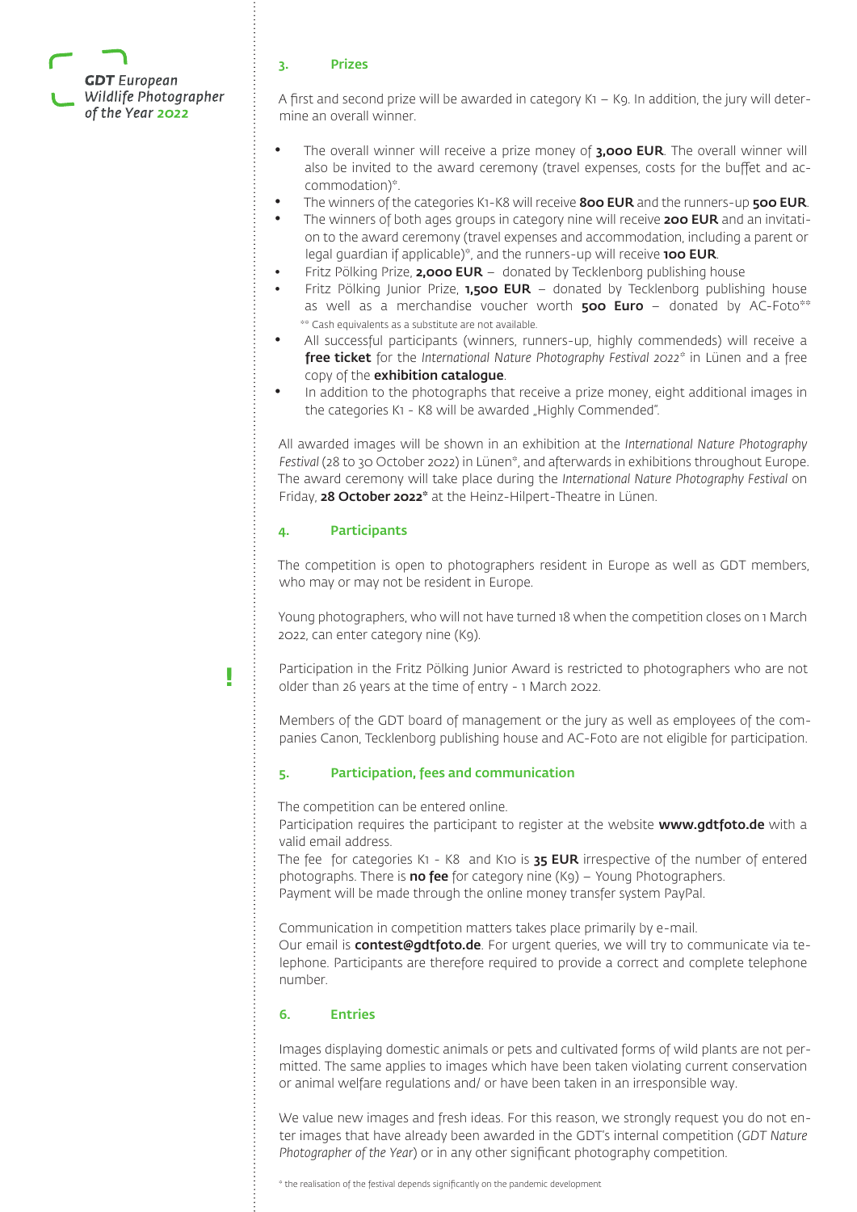## 3. Prizes

A first and second prize will be awarded in category K1 – K9. In addition, the jury will determine an overall winner.

- The overall winner will receive a prize money of **3,000 EUR**. The overall winner will also be invited to the award ceremony (travel expenses, costs for the buffet and accommodation)*.
- The winners of the categories K1-K8 will receive **800 EUR** and the runners-up **500 EUR**.
- The winners of both ages groups in category nine will receive **200 EUR** and an invitation to the award ceremony (travel expenses and accommodation, including a parent or legal guardian if applicable)*, and the runners-up will receive **100 EUR**.
- Fritz Pölking Prize, **2,000 EUR** – donated by Tecklenborg publishing house
- Fritz Pölking Junior Prize, **1,500 EUR** – donated by Tecklenborg publishing house as well as a merchandise voucher worth **500 Euro** – donated by AC-Foto**
  ** Cash equivalents as a substitute are not available.
- All successful participants (winners, runners-up, highly commendeds) will receive a **free ticket** for the *International Nature Photography Festival 2022** in Lünen and a free copy of the **exhibition catalogue**.
- In addition to the photographs that receive a prize money, eight additional images in the categories K1 - K8 will be awarded „Highly Commended".

All awarded images will be shown in an exhibition at the *International Nature Photography Festival* (28 to 30 October 2022) in Lünen*, and afterwards in exhibitions throughout Europe. The award ceremony will take place during the *International Nature Photography Festival* on Friday, **28 October 2022*** at the Heinz-Hilpert-Theatre in Lünen.

## 4. Participants

The competition is open to photographers resident in Europe as well as GDT members, who may or may not be resident in Europe.

Young photographers, who will not have turned 18 when the competition closes on 1 March 2022, can enter category nine (K9).

**!** Participation in the Fritz Pölking Junior Award is restricted to photographers who are not older than 26 years at the time of entry - 1 March 2022.

Members of the GDT board of management or the jury as well as employees of the companies Canon, Tecklenborg publishing house and AC-Foto are not eligible for participation.

## 5. Participation, fees and communication

The competition can be entered online.
Participation requires the participant to register at the website **www.gdtfoto.de** with a valid email address.
The fee for categories K1 - K8 and K10 is **35 EUR** irrespective of the number of entered photographs. There is **no fee** for category nine (K9) – Young Photographers.
Payment will be made through the online money transfer system PayPal.

Communication in competition matters takes place primarily by e-mail.
Our email is **contest@gdtfoto.de**. For urgent queries, we will try to communicate via telephone. Participants are therefore required to provide a correct and complete telephone number.

## 6. Entries

Images displaying domestic animals or pets and cultivated forms of wild plants are not permitted. The same applies to images which have been taken violating current conservation or animal welfare regulations and/ or have been taken in an irresponsible way.

We value new images and fresh ideas. For this reason, we strongly request you do not enter images that have already been awarded in the GDT's internal competition (*GDT Nature Photographer of the Year*) or in any other significant photography competition.

* the realisation of the festival depends significantly on the pandemic development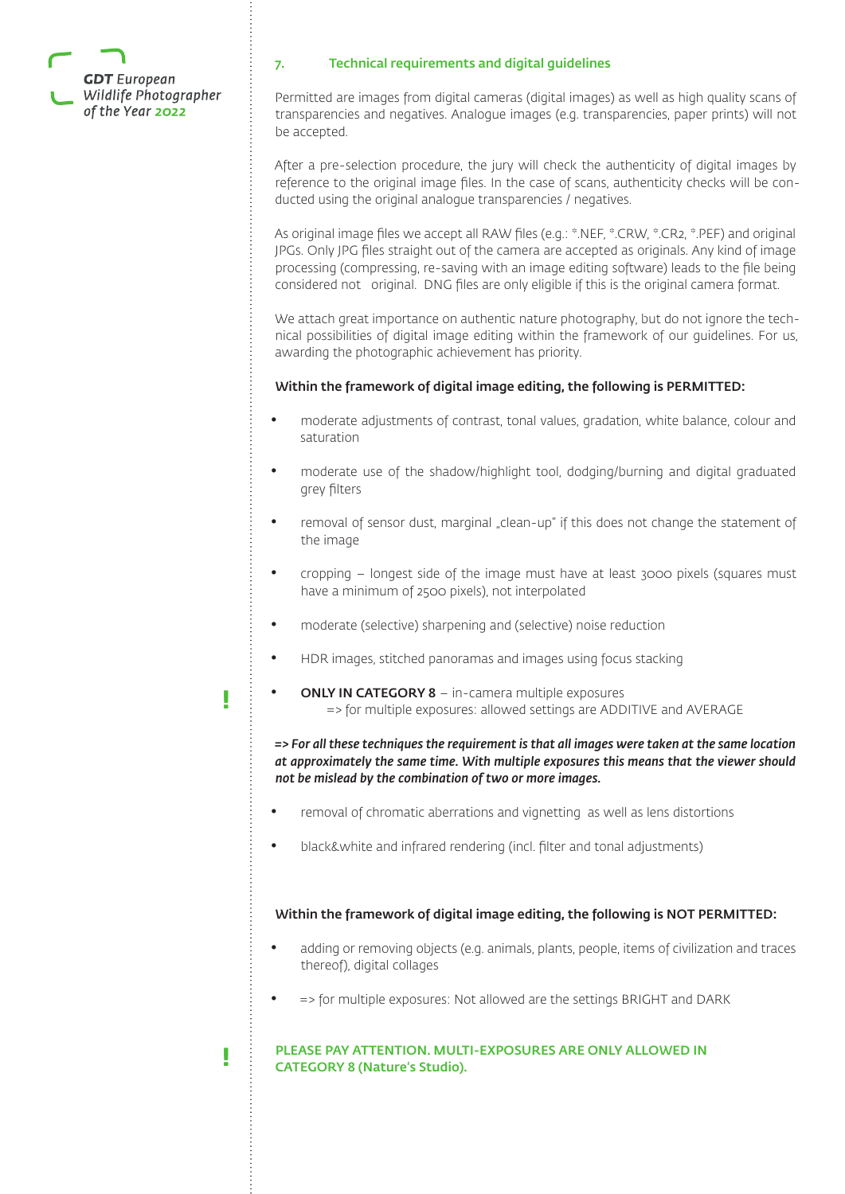## 7. Technical requirements and digital guidelines

Permitted are images from digital cameras (digital images) as well as high quality scans of transparencies and negatives. Analogue images (e.g. transparencies, paper prints) will not be accepted.

After a pre-selection procedure, the jury will check the authenticity of digital images by reference to the original image files. In the case of scans, authenticity checks will be conducted using the original analogue transparencies / negatives.

As original image files we accept all RAW files (e.g.: *.NEF, *.CRW, *.CR2, *.PEF) and original JPGs. Only JPG files straight out of the camera are accepted as originals. Any kind of image processing (compressing, re-saving with an image editing software) leads to the file being considered not original. DNG files are only eligible if this is the original camera format.

We attach great importance on authentic nature photography, but do not ignore the technical possibilities of digital image editing within the framework of our guidelines. For us, awarding the photographic achievement has priority.

**Within the framework of digital image editing, the following is PERMITTED:**

- moderate adjustments of contrast, tonal values, gradation, white balance, colour and saturation
- moderate use of the shadow/highlight tool, dodging/burning and digital graduated grey filters
- removal of sensor dust, marginal „clean-up" if this does not change the statement of the image
- cropping – longest side of the image must have at least 3000 pixels (squares must have a minimum of 2500 pixels), not interpolated
- moderate (selective) sharpening and (selective) noise reduction
- HDR images, stitched panoramas and images using focus stacking
- **ONLY IN CATEGORY 8** – in-camera multiple exposures
  => for multiple exposures: allowed settings are ADDITIVE and AVERAGE

***=> For all these techniques the requirement is that all images were taken at the same location at approximately the same time. With multiple exposures this means that the viewer should not be mislead by the combination of two or more images.***

- removal of chromatic aberrations and vignetting as well as lens distortions
- black&white and infrared rendering (incl. filter and tonal adjustments)

**Within the framework of digital image editing, the following is NOT PERMITTED:**

- adding or removing objects (e.g. animals, plants, people, items of civilization and traces thereof), digital collages
- => for multiple exposures: Not allowed are the settings BRIGHT and DARK

**PLEASE PAY ATTENTION. MULTI-EXPOSURES ARE ONLY ALLOWED IN CATEGORY 8 (Nature's Studio).**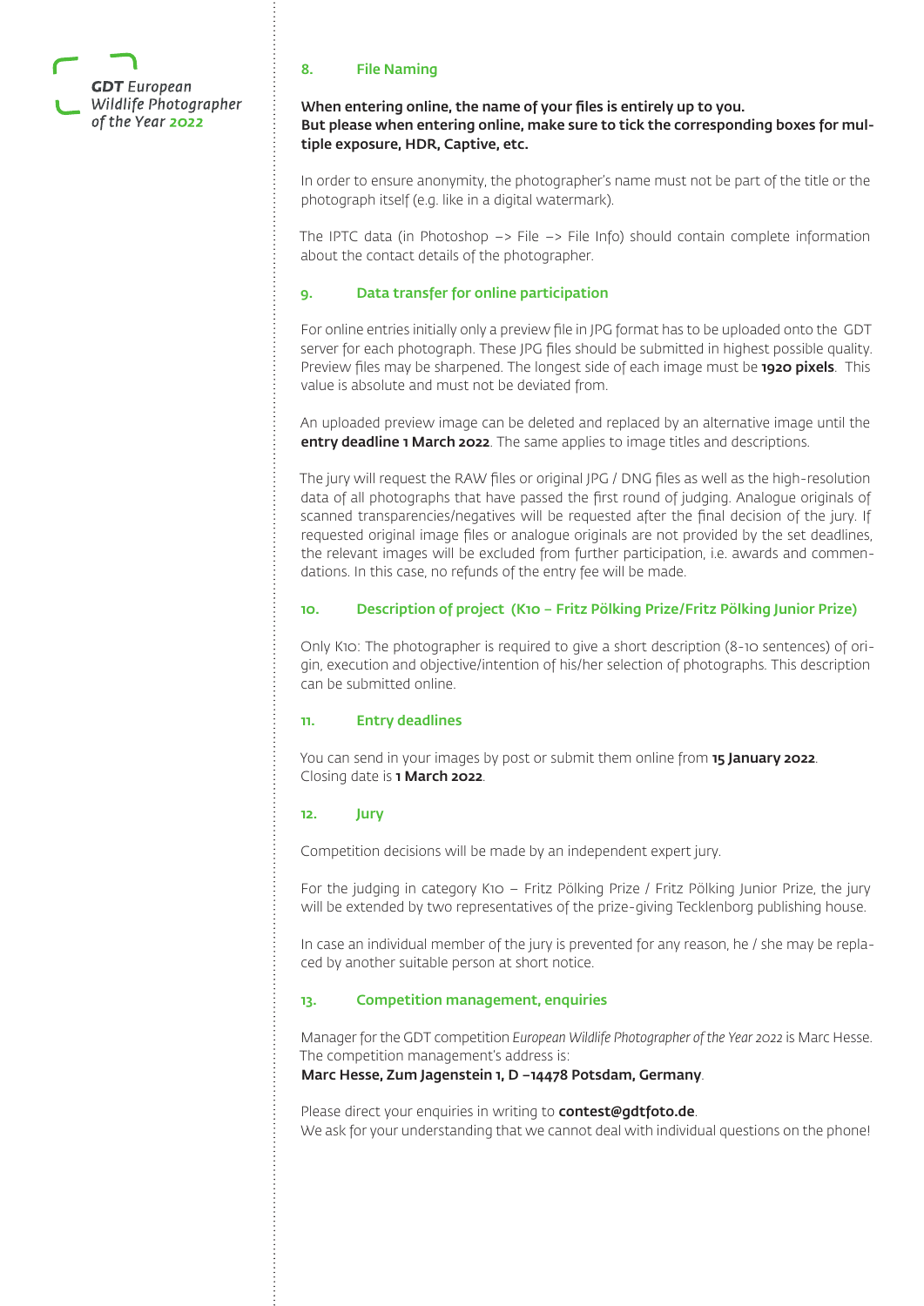## 8. File Naming

**When entering online, the name of your files is entirely up to you.**
**But please when entering online, make sure to tick the corresponding boxes for multiple exposure, HDR, Captive, etc.**

In order to ensure anonymity, the photographer's name must not be part of the title or the photograph itself (e.g. like in a digital watermark).

The IPTC data (in Photoshop –> File –> File Info) should contain complete information about the contact details of the photographer.

## 9. Data transfer for online participation

For online entries initially only a preview file in JPG format has to be uploaded onto the GDT server for each photograph. These JPG files should be submitted in highest possible quality. Preview files may be sharpened. The longest side of each image must be **1920 pixels**. This value is absolute and must not be deviated from.

An uploaded preview image can be deleted and replaced by an alternative image until the **entry deadline 1 March 2022**. The same applies to image titles and descriptions.

The jury will request the RAW files or original JPG / DNG files as well as the high-resolution data of all photographs that have passed the first round of judging. Analogue originals of scanned transparencies/negatives will be requested after the final decision of the jury. If requested original image files or analogue originals are not provided by the set deadlines, the relevant images will be excluded from further participation, i.e. awards and commendations. In this case, no refunds of the entry fee will be made.

## 10. Description of project (K10 – Fritz Pölking Prize/Fritz Pölking Junior Prize)

Only K10: The photographer is required to give a short description (8-10 sentences) of origin, execution and objective/intention of his/her selection of photographs. This description can be submitted online.

## 11. Entry deadlines

You can send in your images by post or submit them online from **15 January 2022**.
Closing date is **1 March 2022**.

## 12. Jury

Competition decisions will be made by an independent expert jury.

For the judging in category K10 – Fritz Pölking Prize / Fritz Pölking Junior Prize, the jury will be extended by two representatives of the prize-giving Tecklenborg publishing house.

In case an individual member of the jury is prevented for any reason, he / she may be replaced by another suitable person at short notice.

## 13. Competition management, enquiries

Manager for the GDT competition *European Wildlife Photographer of the Year 2022* is Marc Hesse. The competition management's address is:
**Marc Hesse, Zum Jagenstein 1, D –14478 Potsdam, Germany**.

Please direct your enquiries in writing to **contest@gdtfoto.de**.
We ask for your understanding that we cannot deal with individual questions on the phone!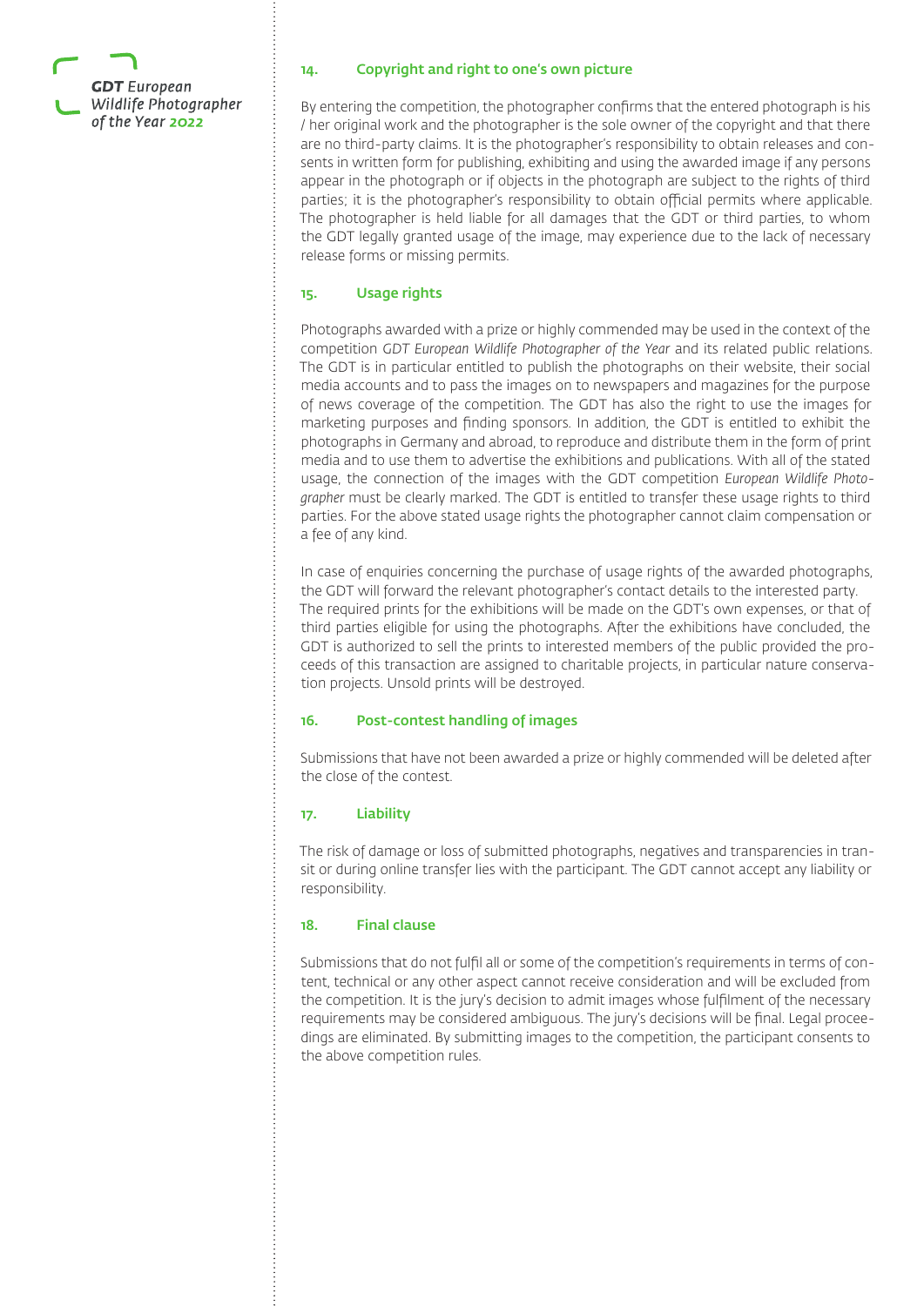## 14. Copyright and right to one's own picture

By entering the competition, the photographer confirms that the entered photograph is his / her original work and the photographer is the sole owner of the copyright and that there are no third-party claims. It is the photographer's responsibility to obtain releases and consents in written form for publishing, exhibiting and using the awarded image if any persons appear in the photograph or if objects in the photograph are subject to the rights of third parties; it is the photographer's responsibility to obtain official permits where applicable. The photographer is held liable for all damages that the GDT or third parties, to whom the GDT legally granted usage of the image, may experience due to the lack of necessary release forms or missing permits.

## 15. Usage rights

Photographs awarded with a prize or highly commended may be used in the context of the competition *GDT European Wildlife Photographer of the Year* and its related public relations. The GDT is in particular entitled to publish the photographs on their website, their social media accounts and to pass the images on to newspapers and magazines for the purpose of news coverage of the competition. The GDT has also the right to use the images for marketing purposes and finding sponsors. In addition, the GDT is entitled to exhibit the photographs in Germany and abroad, to reproduce and distribute them in the form of print media and to use them to advertise the exhibitions and publications. With all of the stated usage, the connection of the images with the GDT competition *European Wildlife Photographer* must be clearly marked. The GDT is entitled to transfer these usage rights to third parties. For the above stated usage rights the photographer cannot claim compensation or a fee of any kind.

In case of enquiries concerning the purchase of usage rights of the awarded photographs, the GDT will forward the relevant photographer's contact details to the interested party. The required prints for the exhibitions will be made on the GDT's own expenses, or that of third parties eligible for using the photographs. After the exhibitions have concluded, the GDT is authorized to sell the prints to interested members of the public provided the proceeds of this transaction are assigned to charitable projects, in particular nature conservation projects. Unsold prints will be destroyed.

## 16. Post-contest handling of images

Submissions that have not been awarded a prize or highly commended will be deleted after the close of the contest.

## 17. Liability

The risk of damage or loss of submitted photographs, negatives and transparencies in transit or during online transfer lies with the participant. The GDT cannot accept any liability or responsibility.

## 18. Final clause

Submissions that do not fulfil all or some of the competition's requirements in terms of content, technical or any other aspect cannot receive consideration and will be excluded from the competition. It is the jury's decision to admit images whose fulfilment of the necessary requirements may be considered ambiguous. The jury's decisions will be final. Legal proceedings are eliminated. By submitting images to the competition, the participant consents to the above competition rules.